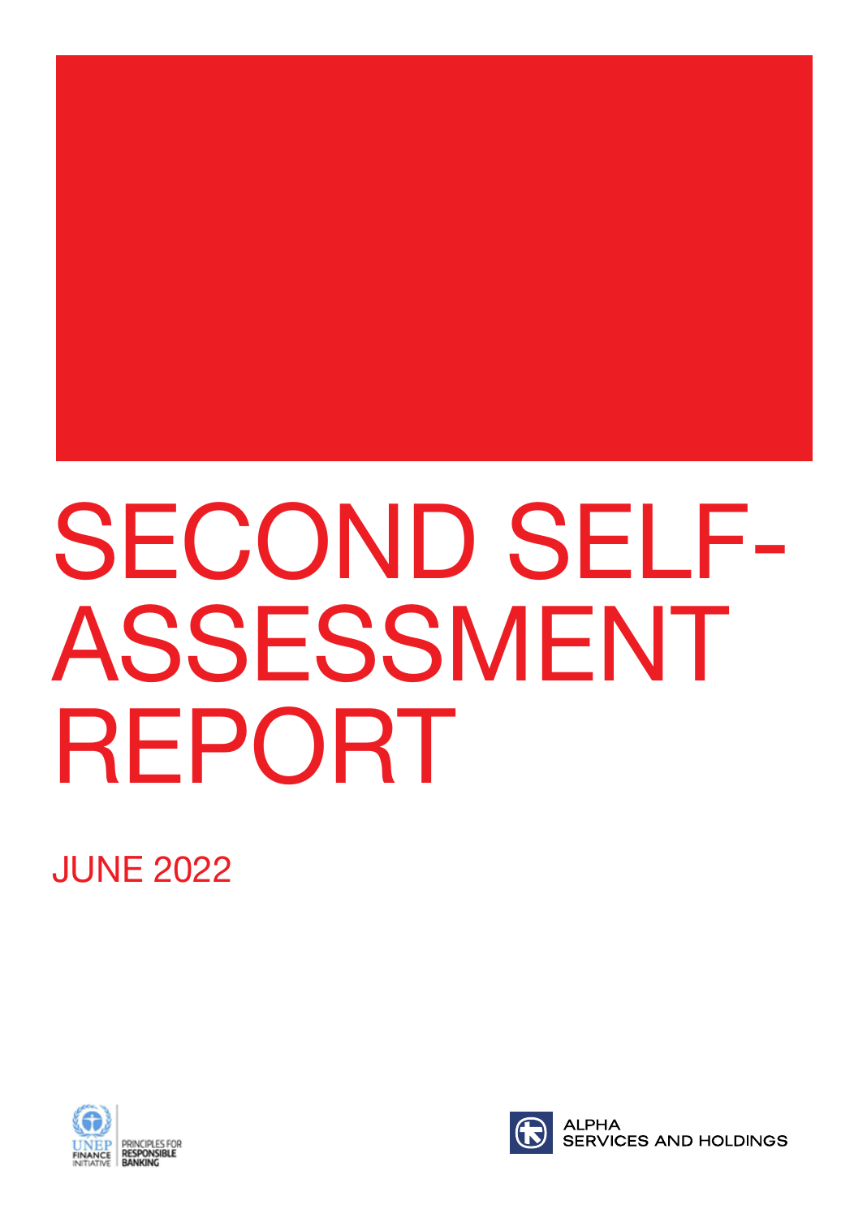# SECOND SELF-ASSESSMENT REPORT

JUNE 2022

UNEP FINANCE INITIATIVE | PRINCIPLES FOR RESPONSIBLE BANKING

ALPHA SERVICES AND HOLDINGS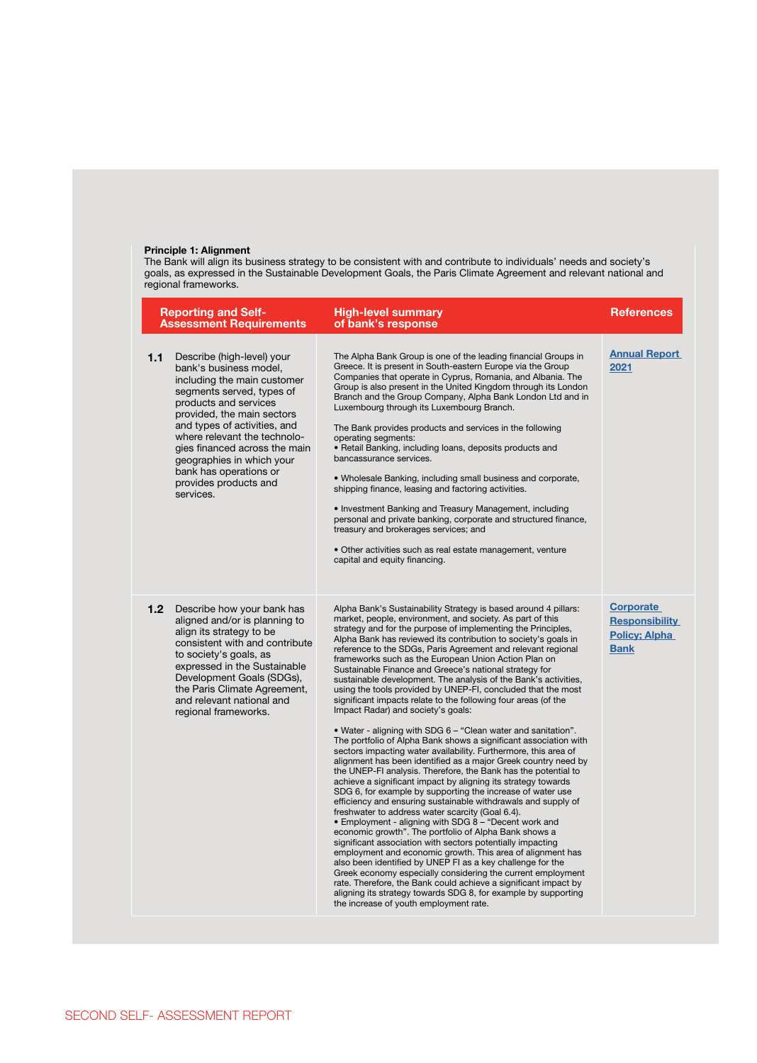**Principle 1: Alignment**
The Bank will align its business strategy to be consistent with and contribute to individuals' needs and society's goals, as expressed in the Sustainable Development Goals, the Paris Climate Agreement and relevant national and regional frameworks.

| Reporting and Self-Assessment Requirements | High-level summary of bank's response | References |
|---|---|---|
| **1.1** Describe (high-level) your bank's business model, including the main customer segments served, types of products and services provided, the main sectors and types of activities, and where relevant the technologies financed across the main geographies in which your bank has operations or provides products and services. | The Alpha Bank Group is one of the leading financial Groups in Greece. It is present in South-eastern Europe via the Group Companies that operate in Cyprus, Romania, and Albania. The Group is also present in the United Kingdom through its London Branch and the Group Company, Alpha Bank London Ltd and in Luxembourg through its Luxembourg Branch.<br><br>The Bank provides products and services in the following operating segments:<br>• Retail Banking, including loans, deposits products and bancassurance services.<br><br>• Wholesale Banking, including small business and corporate, shipping finance, leasing and factoring activities.<br><br>• Investment Banking and Treasury Management, including personal and private banking, corporate and structured finance, treasury and brokerages services; and<br><br>• Other activities such as real estate management, venture capital and equity financing. | Annual Report 2021 |
| **1.2** Describe how your bank has aligned and/or is planning to align its strategy to be consistent with and contribute to society's goals, as expressed in the Sustainable Development Goals (SDGs), the Paris Climate Agreement, and relevant national and regional frameworks. | Alpha Bank's Sustainability Strategy is based around 4 pillars: market, people, environment, and society. As part of this strategy and for the purpose of implementing the Principles, Alpha Bank has reviewed its contribution to society's goals in reference to the SDGs, Paris Agreement and relevant regional frameworks such as the European Union Action Plan on Sustainable Finance and Greece's national strategy for sustainable development. The analysis of the Bank's activities, using the tools provided by UNEP-FI, concluded that the most significant impacts relate to the following four areas (of the Impact Radar) and society's goals:<br><br>• Water - aligning with SDG 6 – "Clean water and sanitation". The portfolio of Alpha Bank shows a significant association with sectors impacting water availability. Furthermore, this area of alignment has been identified as a major Greek country need by the UNEP-FI analysis. Therefore, the Bank has the potential to achieve a significant impact by aligning its strategy towards SDG 6, for example by supporting the increase of water use efficiency and ensuring sustainable withdrawals and supply of freshwater to address water scarcity (Goal 6.4).<br>• Employment - aligning with SDG 8 – "Decent work and economic growth". The portfolio of Alpha Bank shows a significant association with sectors potentially impacting employment and economic growth. This area of alignment has also been identified by UNEP FI as a key challenge for the Greek economy especially considering the current employment rate. Therefore, the Bank could achieve a significant impact by aligning its strategy towards SDG 8, for example by supporting the increase of youth employment rate. | Corporate Responsibility Policy; Alpha Bank |

SECOND SELF- ASSESSMENT REPORT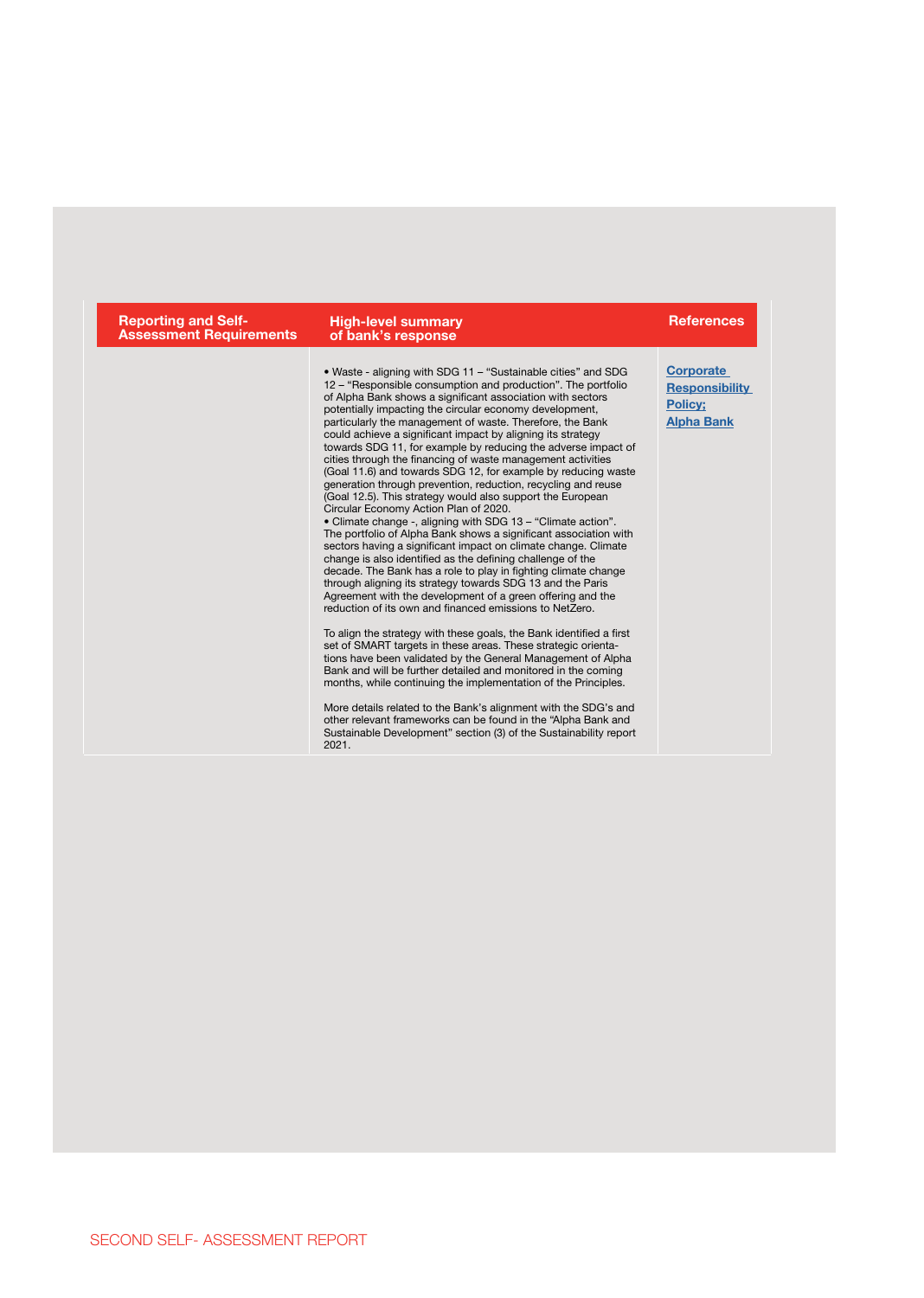| Reporting and Self-Assessment Requirements | High-level summary of bank's response | References |
| --- | --- | --- |
| | • Waste - aligning with SDG 11 – "Sustainable cities" and SDG 12 – "Responsible consumption and production". The portfolio of Alpha Bank shows a significant association with sectors potentially impacting the circular economy development, particularly the management of waste. Therefore, the Bank could achieve a significant impact by aligning its strategy towards SDG 11, for example by reducing the adverse impact of cities through the financing of waste management activities (Goal 11.6) and towards SDG 12, for example by reducing waste generation through prevention, reduction, recycling and reuse (Goal 12.5). This strategy would also support the European Circular Economy Action Plan of 2020.<br>• Climate change -, aligning with SDG 13 – "Climate action". The portfolio of Alpha Bank shows a significant association with sectors having a significant impact on climate change. Climate change is also identified as the defining challenge of the decade. The Bank has a role to play in fighting climate change through aligning its strategy towards SDG 13 and the Paris Agreement with the development of a green offering and the reduction of its own and financed emissions to NetZero.<br><br>To align the strategy with these goals, the Bank identified a first set of SMART targets in these areas. These strategic orientations have been validated by the General Management of Alpha Bank and will be further detailed and monitored in the coming months, while continuing the implementation of the Principles.<br><br>More details related to the Bank's alignment with the SDG's and other relevant frameworks can be found in the "Alpha Bank and Sustainable Development" section (3) of the Sustainability report 2021. | Corporate Responsibility Policy; Alpha Bank |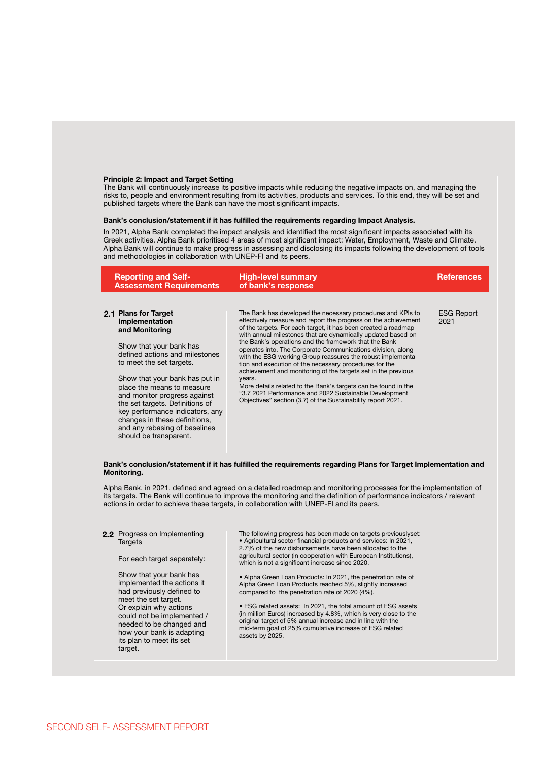**Principle 2: Impact and Target Setting**

The Bank will continuously increase its positive impacts while reducing the negative impacts on, and managing the risks to, people and environment resulting from its activities, products and services. To this end, they will be set and published targets where the Bank can have the most significant impacts.

**Bank's conclusion/statement if it has fulfilled the requirements regarding Impact Analysis.**

In 2021, Alpha Bank completed the impact analysis and identified the most significant impacts associated with its Greek activities. Alpha Bank prioritised 4 areas of most significant impact: Water, Employment, Waste and Climate. Alpha Bank will continue to make progress in assessing and disclosing its impacts following the development of tools and methodologies in collaboration with UNEP-FI and its peers.

| Reporting and Self-Assessment Requirements | High-level summary of bank's response | References |
|---|---|---|
| **2.1 Plans for Target Implementation and Monitoring**<br><br>Show that your bank has defined actions and milestones to meet the set targets.<br><br>Show that your bank has put in place the means to measure and monitor progress against the set targets. Definitions of key performance indicators, any changes in these definitions, and any rebasing of baselines should be transparent. | The Bank has developed the necessary procedures and KPIs to effectively measure and report the progress on the achievement of the targets. For each target, it has been created a roadmap with annual milestones that are dynamically updated based on the Bank's operations and the framework that the Bank operates into. The Corporate Communications division, along with the ESG working Group reassures the robust implementation and execution of the necessary procedures for the achievement and monitoring of the targets set in the previous years.<br>More details related to the Bank's targets can be found in the "3.7 2021 Performance and 2022 Sustainable Development Objectives" section (3.7) of the Sustainability report 2021. | ESG Report 2021 |

**Bank's conclusion/statement if it has fulfilled the requirements regarding Plans for Target Implementation and Monitoring.**

Alpha Bank, in 2021, defined and agreed on a detailed roadmap and monitoring processes for the implementation of its targets. The Bank will continue to improve the monitoring and the definition of performance indicators / relevant actions in order to achieve these targets, in collaboration with UNEP-FI and its peers.

| Reporting and Self-Assessment Requirements | High-level summary of bank's response | References |
|---|---|---|
| **2.2** Progress on Implementing Targets<br><br>For each target separately:<br><br>Show that your bank has implemented the actions it had previously defined to meet the set target.<br>Or explain why actions could not be implemented / needed to be changed and how your bank is adapting its plan to meet its set target. | The following progress has been made on targets previouslyset:<br>• Agricultural sector financial products and services: In 2021, 2.7% of the new disbursements have been allocated to the agricultural sector (in cooperation with European Institutions), which is not a significant increase since 2020.<br><br>• Alpha Green Loan Products: In 2021, the penetration rate of Alpha Green Loan Products reached 5%, slightly increased compared to the penetration rate of 2020 (4%).<br><br>• ESG related assets: In 2021, the total amount of ESG assets (in million Euros) increased by 4.8%, which is very close to the original target of 5% annual increase and in line with the mid-term goal of 25% cumulative increase of ESG related assets by 2025. | |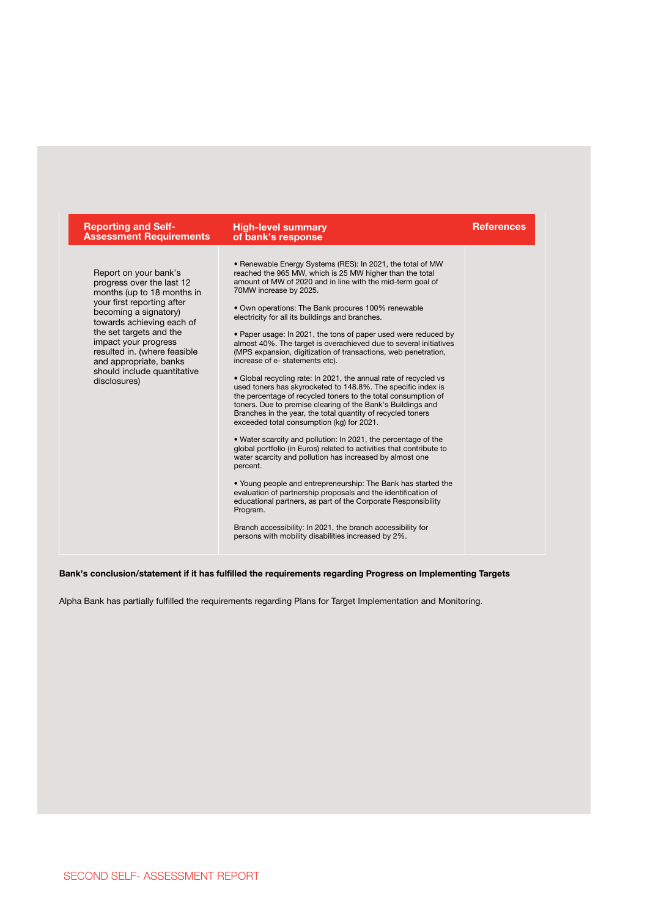| Reporting and Self-Assessment Requirements | High-level summary of bank's response | References |
|---|---|---|
| Report on your bank's progress over the last 12 months (up to 18 months in your first reporting after becoming a signatory) towards achieving each of the set targets and the impact your progress resulted in. (where feasible and appropriate, banks should include quantitative disclosures) | • Renewable Energy Systems (RES): In 2021, the total of MW reached the 965 MW, which is 25 MW higher than the total amount of MW of 2020 and in line with the mid-term goal of 70MW increase by 2025.<br><br>• Own operations: The Bank procures 100% renewable electricity for all its buildings and branches.<br><br>• Paper usage: In 2021, the tons of paper used were reduced by almost 40%. The target is overachieved due to several initiatives (MPS expansion, digitization of transactions, web penetration, increase of e- statements etc).<br><br>• Global recycling rate: In 2021, the annual rate of recycled vs used toners has skyrocketed to 148.8%. The specific index is the percentage of recycled toners to the total consumption of toners. Due to premise clearing of the Bank's Buildings and Branches in the year, the total quantity of recycled toners exceeded total consumption (kg) for 2021.<br><br>• Water scarcity and pollution: In 2021, the percentage of the global portfolio (in Euros) related to activities that contribute to water scarcity and pollution has increased by almost one percent.<br><br>• Young people and entrepreneurship: The Bank has started the evaluation of partnership proposals and the identification of educational partners, as part of the Corporate Responsibility Program.<br><br>Branch accessibility: In 2021, the branch accessibility for persons with mobility disabilities increased by 2%. | |

**Bank's conclusion/statement if it has fulfilled the requirements regarding Progress on Implementing Targets**

Alpha Bank has partially fulfilled the requirements regarding Plans for Target Implementation and Monitoring.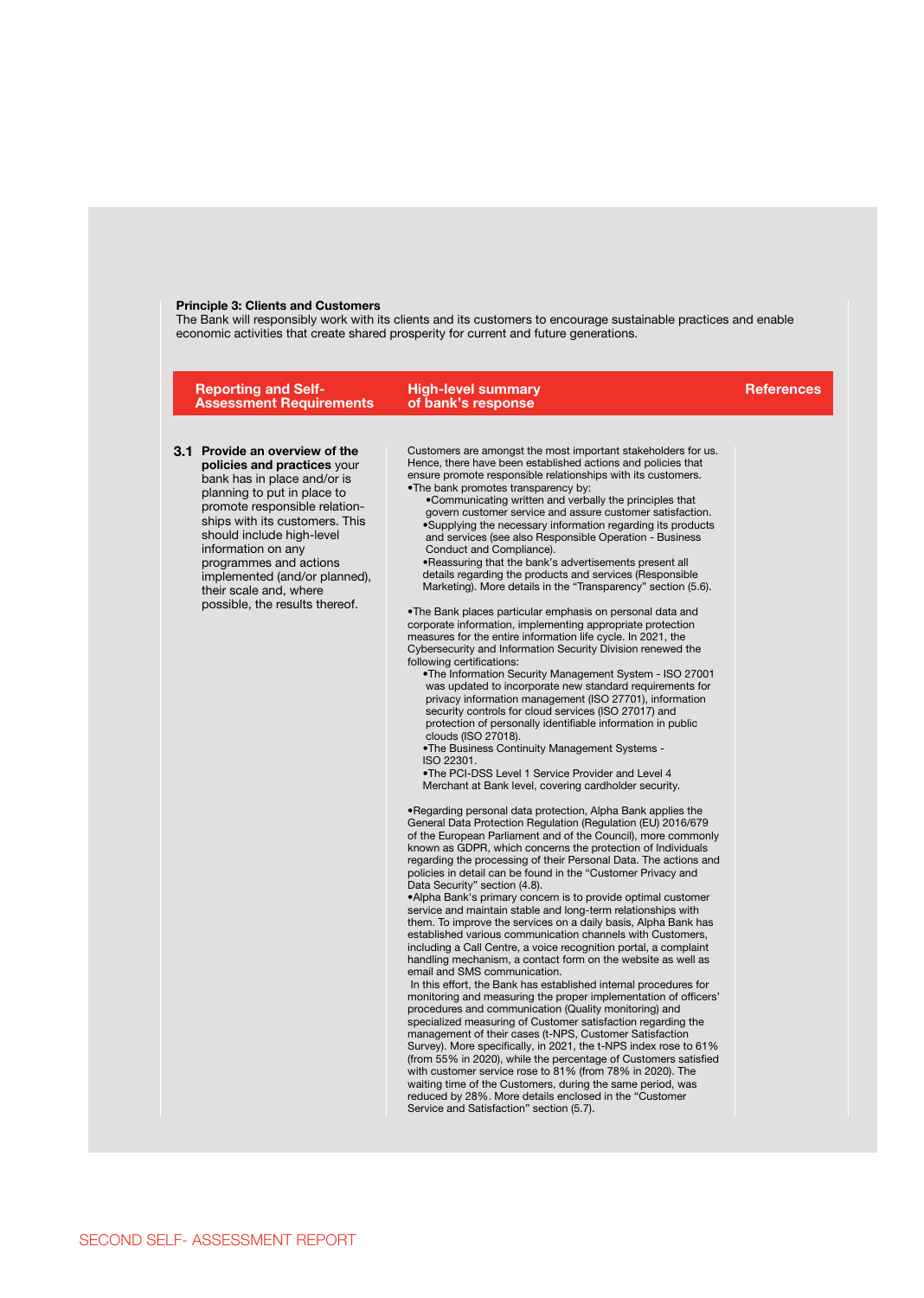**Principle 3: Clients and Customers**

The Bank will responsibly work with its clients and its customers to encourage sustainable practices and enable economic activities that create shared prosperity for current and future generations.

| Reporting and Self-Assessment Requirements | High-level summary of bank's response | References |
|---|---|---|
| **3.1 Provide an overview of the policies and practices** your bank has in place and/or is planning to put in place to promote responsible relationships with its customers. This should include high-level information on any programmes and actions implemented (and/or planned), their scale and, where possible, the results thereof. | Customers are amongst the most important stakeholders for us. Hence, there have been established actions and policies that ensure promote responsible relationships with its customers.<br>•The bank promotes transparency by:<br>•Communicating written and verbally the principles that govern customer service and assure customer satisfaction.<br>•Supplying the necessary information regarding its products and services (see also Responsible Operation - Business Conduct and Compliance).<br>•Reassuring that the bank's advertisements present all details regarding the products and services (Responsible Marketing). More details in the "Transparency" section (5.6).<br><br>•The Bank places particular emphasis on personal data and corporate information, implementing appropriate protection measures for the entire information life cycle. In 2021, the Cybersecurity and Information Security Division renewed the following certifications:<br>•The Information Security Management System - ISO 27001 was updated to incorporate new standard requirements for privacy information management (ISO 27701), information security controls for cloud services (ISO 27017) and protection of personally identifiable information in public clouds (ISO 27018).<br>•The Business Continuity Management Systems - ISO 22301.<br>•The PCI-DSS Level 1 Service Provider and Level 4 Merchant at Bank level, covering cardholder security.<br><br>•Regarding personal data protection, Alpha Bank applies the General Data Protection Regulation (Regulation (EU) 2016/679 of the European Parliament and of the Council), more commonly known as GDPR, which concerns the protection of Individuals regarding the processing of their Personal Data. The actions and policies in detail can be found in the "Customer Privacy and Data Security" section (4.8).<br>•Alpha Bank's primary concern is to provide optimal customer service and maintain stable and long-term relationships with them. To improve the services on a daily basis, Alpha Bank has established various communication channels with Customers, including a Call Centre, a voice recognition portal, a complaint handling mechanism, a contact form on the website as well as email and SMS communication.<br>In this effort, the Bank has established internal procedures for monitoring and measuring the proper implementation of officers' procedures and communication (Quality monitoring) and specialized measuring of Customer satisfaction regarding the management of their cases (t-NPS, Customer Satisfaction Survey). More specifically, in 2021, the t-NPS index rose to 61% (from 55% in 2020), while the percentage of Customers satisfied with customer service rose to 81% (from 78% in 2020). The waiting time of the Customers, during the same period, was reduced by 28%. More details enclosed in the "Customer Service and Satisfaction" section (5.7). | |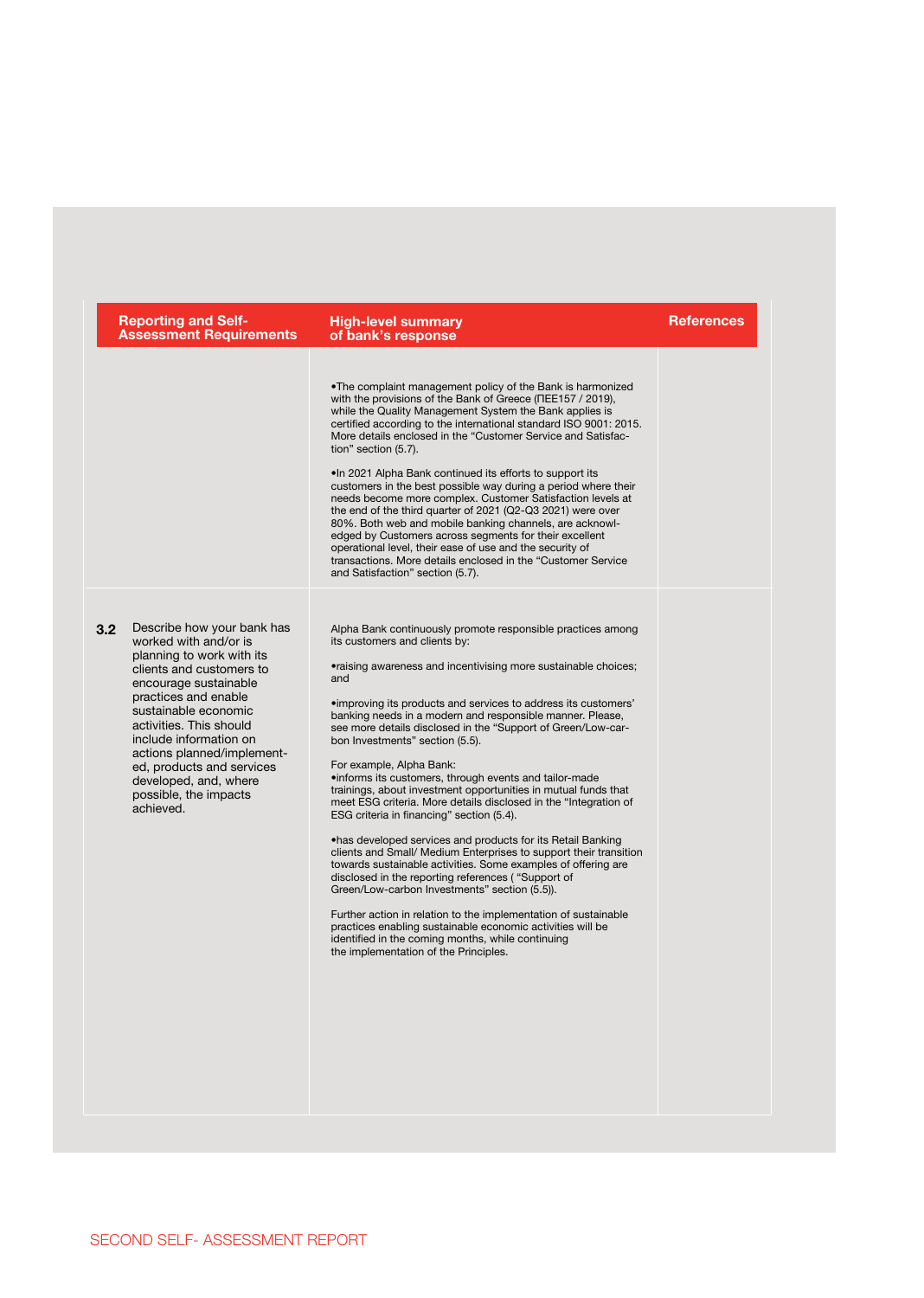| Reporting and Self-Assessment Requirements | High-level summary of bank's response | References |
|---|---|---|
| | •The complaint management policy of the Bank is harmonized with the provisions of the Bank of Greece (ΠΕΕ157 / 2019), while the Quality Management System the Bank applies is certified according to the international standard ISO 9001: 2015. More details enclosed in the "Customer Service and Satisfaction" section (5.7).<br><br>•In 2021 Alpha Bank continued its efforts to support its customers in the best possible way during a period where their needs become more complex. Customer Satisfaction levels at the end of the third quarter of 2021 (Q2-Q3 2021) were over 80%. Both web and mobile banking channels, are acknowledged by Customers across segments for their excellent operational level, their ease of use and the security of transactions. More details enclosed in the "Customer Service and Satisfaction" section (5.7). | |
| **3.2** Describe how your bank has worked with and/or is planning to work with its clients and customers to encourage sustainable practices and enable sustainable economic activities. This should include information on actions planned/implemented, products and services developed, and, where possible, the impacts achieved. | Alpha Bank continuously promote responsible practices among its customers and clients by:<br><br>•raising awareness and incentivising more sustainable choices; and<br><br>•improving its products and services to address its customers' banking needs in a modern and responsible manner. Please, see more details disclosed in the "Support of Green/Low-carbon Investments" section (5.5).<br><br>For example, Alpha Bank:<br>•informs its customers, through events and tailor-made trainings, about investment opportunities in mutual funds that meet ESG criteria. More details disclosed in the "Integration of ESG criteria in financing" section (5.4).<br><br>•has developed services and products for its Retail Banking clients and Small/ Medium Enterprises to support their transition towards sustainable activities. Some examples of offering are disclosed in the reporting references ( "Support of Green/Low-carbon Investments" section (5.5)).<br><br>Further action in relation to the implementation of sustainable practices enabling sustainable economic activities will be identified in the coming months, while continuing the implementation of the Principles. | |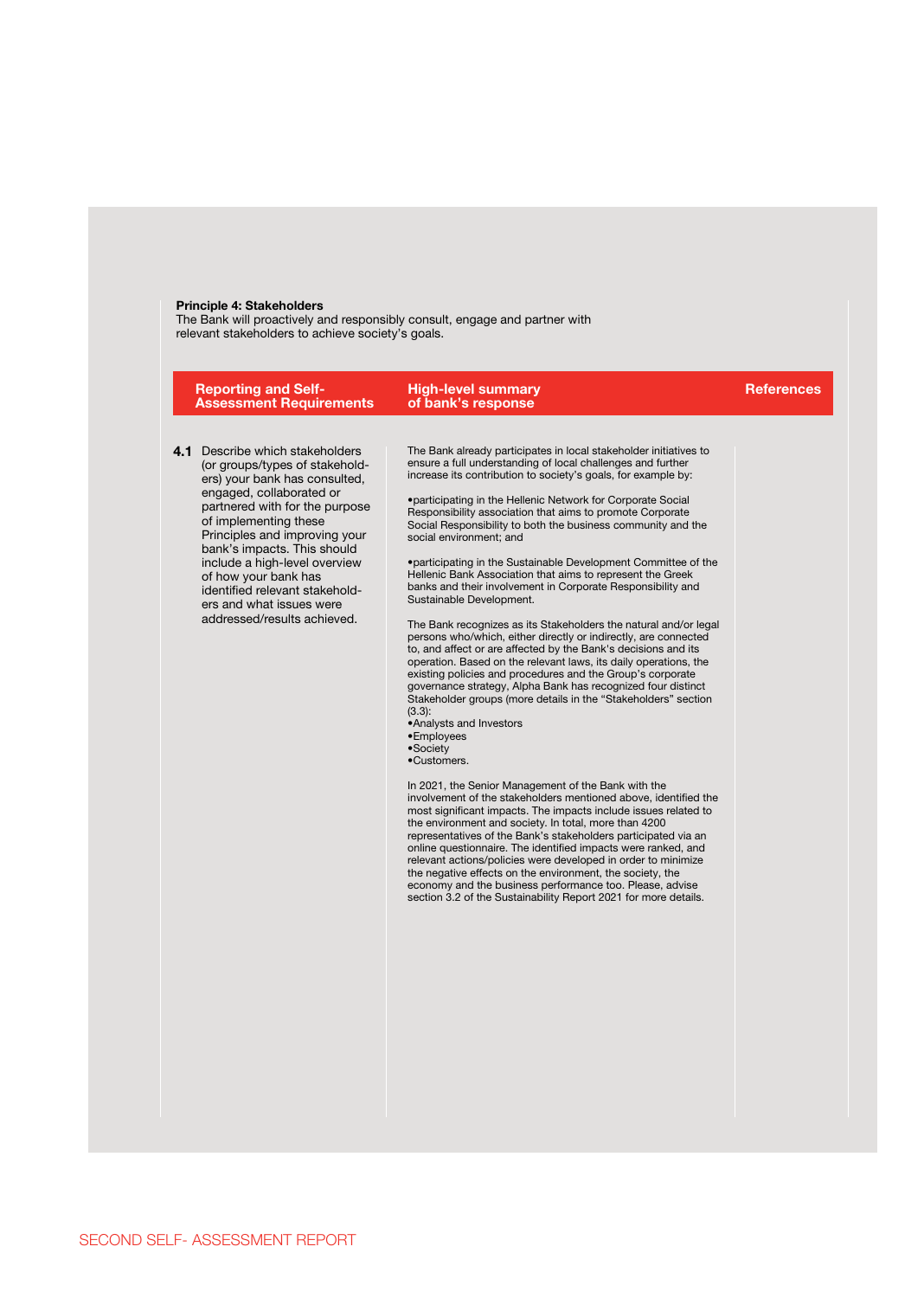**Principle 4: Stakeholders**
The Bank will proactively and responsibly consult, engage and partner with relevant stakeholders to achieve society's goals.

| Reporting and Self-Assessment Requirements | High-level summary of bank's response | References |
| --- | --- | --- |
| **4.1** Describe which stakeholders (or groups/types of stakeholders) your bank has consulted, engaged, collaborated or partnered with for the purpose of implementing these Principles and improving your bank's impacts. This should include a high-level overview of how your bank has identified relevant stakeholders and what issues were addressed/results achieved. | The Bank already participates in local stakeholder initiatives to ensure a full understanding of local challenges and further increase its contribution to society's goals, for example by:<br><br>•participating in the Hellenic Network for Corporate Social Responsibility association that aims to promote Corporate Social Responsibility to both the business community and the social environment; and<br><br>•participating in the Sustainable Development Committee of the Hellenic Bank Association that aims to represent the Greek banks and their involvement in Corporate Responsibility and Sustainable Development.<br><br>The Bank recognizes as its Stakeholders the natural and/or legal persons who/which, either directly or indirectly, are connected to, and affect or are affected by the Bank's decisions and its operation. Based on the relevant laws, its daily operations, the existing policies and procedures and the Group's corporate governance strategy, Alpha Bank has recognized four distinct Stakeholder groups (more details in the "Stakeholders" section (3.3):<br>•Analysts and Investors<br>•Employees<br>•Society<br>•Customers.<br><br>In 2021, the Senior Management of the Bank with the involvement of the stakeholders mentioned above, identified the most significant impacts. The impacts include issues related to the environment and society. In total, more than 4200 representatives of the Bank's stakeholders participated via an online questionnaire. The identified impacts were ranked, and relevant actions/policies were developed in order to minimize the negative effects on the environment, the society, the economy and the business performance too. Please, advise section 3.2 of the Sustainability Report 2021 for more details. | |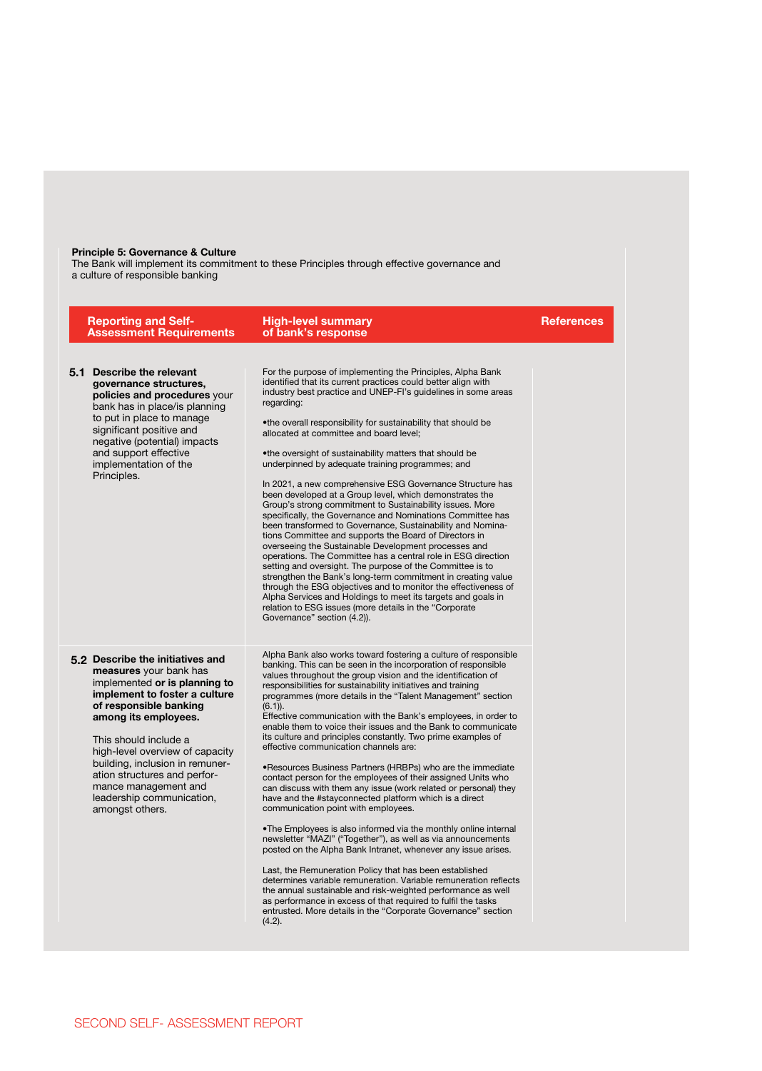**Principle 5: Governance & Culture**
The Bank will implement its commitment to these Principles through effective governance and a culture of responsible banking

| Reporting and Self-Assessment Requirements | High-level summary of bank's response | References |
|---|---|---|
| **5.1 Describe the relevant governance structures, policies and procedures** your bank has in place/is planning to put in place to manage significant positive and negative (potential) impacts and support effective implementation of the Principles. | For the purpose of implementing the Principles, Alpha Bank identified that its current practices could better align with industry best practice and UNEP-FI's guidelines in some areas regarding:<br><br>•the overall responsibility for sustainability that should be allocated at committee and board level;<br><br>•the oversight of sustainability matters that should be underpinned by adequate training programmes; and<br><br>In 2021, a new comprehensive ESG Governance Structure has been developed at a Group level, which demonstrates the Group's strong commitment to Sustainability issues. More specifically, the Governance and Nominations Committee has been transformed to Governance, Sustainability and Nominations Committee and supports the Board of Directors in overseeing the Sustainable Development processes and operations. The Committee has a central role in ESG direction setting and oversight. The purpose of the Committee is to strengthen the Bank's long-term commitment in creating value through the ESG objectives and to monitor the effectiveness of Alpha Services and Holdings to meet its targets and goals in relation to ESG issues (more details in the "Corporate Governance" section (4.2)). | |
| **5.2 Describe the initiatives and measures** your bank has implemented **or is planning to implement to foster a culture of responsible banking among its employees.**<br><br>This should include a high-level overview of capacity building, inclusion in remuneration structures and performance management and leadership communication, amongst others. | Alpha Bank also works toward fostering a culture of responsible banking. This can be seen in the incorporation of responsible values throughout the group vision and the identification of responsibilities for sustainability initiatives and training programmes (more details in the "Talent Management" section (6.1)).<br>Effective communication with the Bank's employees, in order to enable them to voice their issues and the Bank to communicate its culture and principles constantly. Two prime examples of effective communication channels are:<br><br>•Resources Business Partners (HRBPs) who are the immediate contact person for the employees of their assigned Units who can discuss with them any issue (work related or personal) they have and the #stayconnected platform which is a direct communication point with employees.<br><br>•The Employees is also informed via the monthly online internal newsletter "MAZI" ("Together"), as well as via announcements posted on the Alpha Bank Intranet, whenever any issue arises.<br><br>Last, the Remuneration Policy that has been established determines variable remuneration. Variable remuneration reflects the annual sustainable and risk-weighted performance as well as performance in excess of that required to fulfil the tasks entrusted. More details in the "Corporate Governance" section (4.2). | |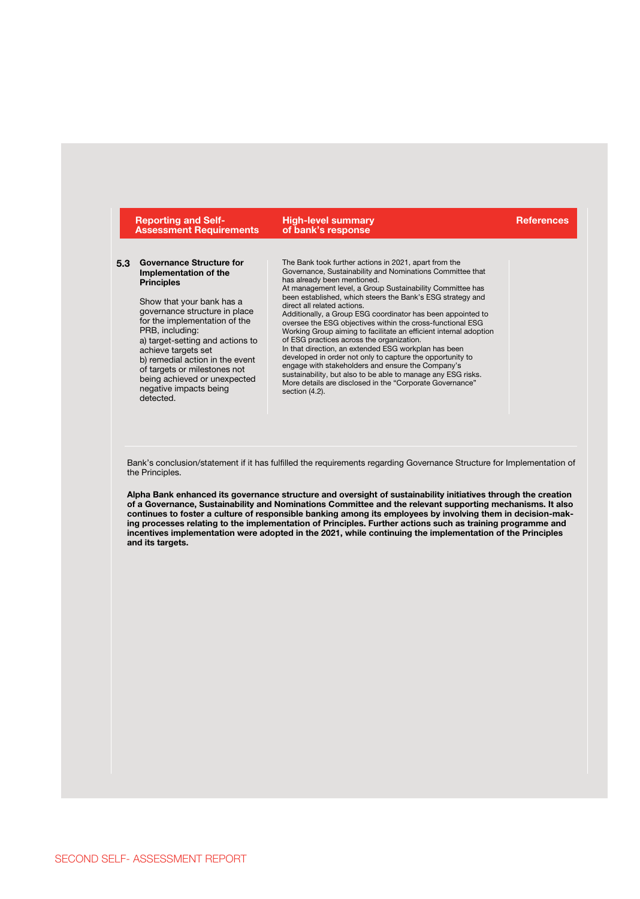| Reporting and Self-Assessment Requirements | High-level summary of bank's response | References |
|---|---|---|
| **5.3 Governance Structure for Implementation of the Principles**<br><br>Show that your bank has a governance structure in place for the implementation of the PRB, including:<br>a) target-setting and actions to achieve targets set<br>b) remedial action in the event of targets or milestones not being achieved or unexpected negative impacts being detected. | The Bank took further actions in 2021, apart from the Governance, Sustainability and Nominations Committee that has already been mentioned.<br>At management level, a Group Sustainability Committee has been established, which steers the Bank's ESG strategy and direct all related actions.<br>Additionally, a Group ESG coordinator has been appointed to oversee the ESG objectives within the cross-functional ESG Working Group aiming to facilitate an efficient internal adoption of ESG practices across the organization.<br>In that direction, an extended ESG workplan has been developed in order not only to capture the opportunity to engage with stakeholders and ensure the Company's sustainability, but also to be able to manage any ESG risks.<br>More details are disclosed in the "Corporate Governance" section (4.2). | |

Bank's conclusion/statement if it has fulfilled the requirements regarding Governance Structure for Implementation of the Principles.

**Alpha Bank enhanced its governance structure and oversight of sustainability initiatives through the creation of a Governance, Sustainability and Nominations Committee and the relevant supporting mechanisms. It also continues to foster a culture of responsible banking among its employees by involving them in decision-making processes relating to the implementation of Principles. Further actions such as training programme and incentives implementation were adopted in the 2021, while continuing the implementation of the Principles and its targets.**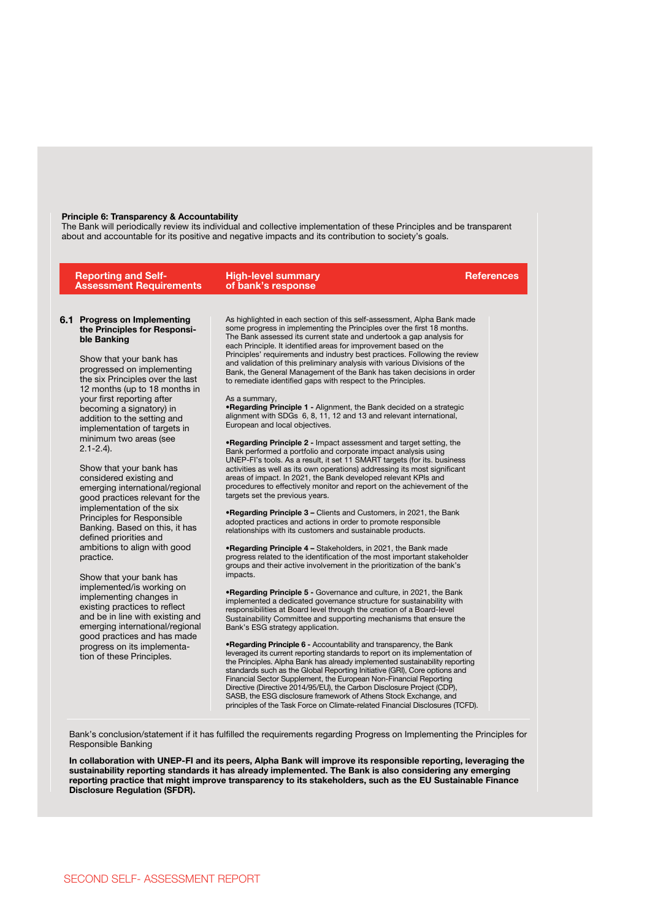**Principle 6: Transparency & Accountability**

The Bank will periodically review its individual and collective implementation of these Principles and be transparent about and accountable for its positive and negative impacts and its contribution to society's goals.

| Reporting and Self-Assessment Requirements | High-level summary of bank's response | References |
|---|---|---|
| **6.1 Progress on Implementing the Principles for Responsible Banking**<br><br>Show that your bank has progressed on implementing the six Principles over the last 12 months (up to 18 months in your first reporting after becoming a signatory) in addition to the setting and implementation of targets in minimum two areas (see 2.1-2.4).<br><br>Show that your bank has considered existing and emerging international/regional good practices relevant for the implementation of the six Principles for Responsible Banking. Based on this, it has defined priorities and ambitions to align with good practice.<br><br>Show that your bank has implemented/is working on implementing changes in existing practices to reflect and be in line with existing and emerging international/regional good practices and has made progress on its implementation of these Principles. | As highlighted in each section of this self-assessment, Alpha Bank made some progress in implementing the Principles over the first 18 months. The Bank assessed its current state and undertook a gap analysis for each Principle. It identified areas for improvement based on the Principles' requirements and industry best practices. Following the review and validation of this preliminary analysis with various Divisions of the Bank, the General Management of the Bank has taken decisions in order to remediate identified gaps with respect to the Principles.<br><br>As a summary,<br>•**Regarding Principle 1 -** Alignment, the Bank decided on a strategic alignment with SDGs 6, 8, 11, 12 and 13 and relevant international, European and local objectives.<br><br>•**Regarding Principle 2 -** Impact assessment and target setting, the Bank performed a portfolio and corporate impact analysis using UNEP-FI's tools. As a result, it set 11 SMART targets (for its. business activities as well as its own operations) addressing its most significant areas of impact. In 2021, the Bank developed relevant KPIs and procedures to effectively monitor and report on the achievement of the targets set the previous years.<br><br>•**Regarding Principle 3 –** Clients and Customers, in 2021, the Bank adopted practices and actions in order to promote responsible relationships with its customers and sustainable products.<br><br>•**Regarding Principle 4 –** Stakeholders, in 2021, the Bank made progress related to the identification of the most important stakeholder groups and their active involvement in the prioritization of the bank's impacts.<br><br>•**Regarding Principle 5 -** Governance and culture, in 2021, the Bank implemented a dedicated governance structure for sustainability with responsibilities at Board level through the creation of a Board-level Sustainability Committee and supporting mechanisms that ensure the Bank's ESG strategy application.<br><br>•**Regarding Principle 6 -** Accountability and transparency, the Bank leveraged its current reporting standards to report on its implementation of the Principles. Alpha Bank has already implemented sustainability reporting standards such as the Global Reporting Initiative (GRI), Core options and Financial Sector Supplement, the European Non-Financial Reporting Directive (Directive 2014/95/EU), the Carbon Disclosure Project (CDP), SASB, the ESG disclosure framework of Athens Stock Exchange, and principles of the Task Force on Climate-related Financial Disclosures (TCFD). | |

Bank's conclusion/statement if it has fulfilled the requirements regarding Progress on Implementing the Principles for Responsible Banking

**In collaboration with UNEP-FI and its peers, Alpha Bank will improve its responsible reporting, leveraging the sustainability reporting standards it has already implemented. The Bank is also considering any emerging reporting practice that might improve transparency to its stakeholders, such as the EU Sustainable Finance Disclosure Regulation (SFDR).**